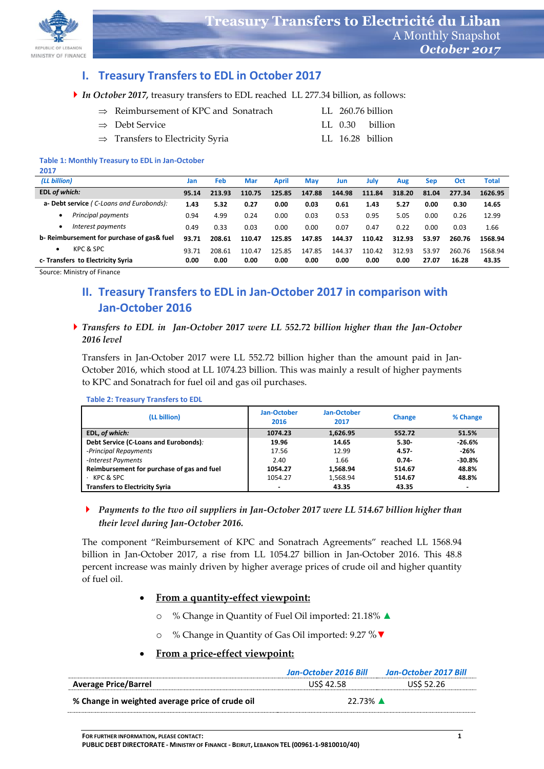REPUBLIC OF LEBANON
MINISTRY OF FINANCE

# Treasury Transfers to Electricité du Liban
## A Monthly Snapshot
### *October 2017*

## I. Treasury Transfers to EDL in October 2017

- *In October 2017,* treasury transfers to EDL reached LL 277.34 billion, as follows:
  - ⇒ Reimbursement of KPC and Sonatrach — LL 260.76 billion
  - ⇒ Debt Service — LL 0.30 billion
  - ⇒ Transfers to Electricity Syria — LL 16.28 billion

**Table 1: Monthly Treasury to EDL in Jan-October 2017**

| *(LL billion)* | Jan | Feb | Mar | April | May | Jun | July | Aug | Sep | Oct | Total |
|---|---|---|---|---|---|---|---|---|---|---|---|
| **EDL *of which:*** | **95.14** | **213.93** | **110.75** | **125.85** | **147.88** | **144.98** | **111.84** | **318.20** | **81.04** | **277.34** | **1626.95** |
| **a- Debt service** *( C-Loans and Eurobonds):* | **1.43** | **5.32** | **0.27** | **0.00** | **0.03** | **0.61** | **1.43** | **5.27** | **0.00** | **0.30** | **14.65** |
| • *Principal payments* | 0.94 | 4.99 | 0.24 | 0.00 | 0.03 | 0.53 | 0.95 | 5.05 | 0.00 | 0.26 | 12.99 |
| • *Interest payments* | 0.49 | 0.33 | 0.03 | 0.00 | 0.00 | 0.07 | 0.47 | 0.22 | 0.00 | 0.03 | 1.66 |
| **b- Reimbursement for purchase of gas& fuel** | **93.71** | **208.61** | **110.47** | **125.85** | **147.85** | **144.37** | **110.42** | **312.93** | **53.97** | **260.76** | **1568.94** |
| • KPC & SPC | 93.71 | 208.61 | 110.47 | 125.85 | 147.85 | 144.37 | 110.42 | 312.93 | 53.97 | 260.76 | 1568.94 |
| **c- Transfers to Electricity Syria** | **0.00** | **0.00** | **0.00** | **0.00** | **0.00** | **0.00** | **0.00** | **0.00** | **27.07** | **16.28** | **43.35** |

Source: Ministry of Finance

## II. Treasury Transfers to EDL in Jan-October 2017 in comparison with Jan-October 2016

- ***Transfers to EDL in Jan-October 2017 were LL 552.72 billion higher than the Jan-October 2016 level***

Transfers in Jan-October 2017 were LL 552.72 billion higher than the amount paid in Jan-October 2016, which stood at LL 1074.23 billion. This was mainly a result of higher payments to KPC and Sonatrach for fuel oil and gas oil purchases.

**Table 2: Treasury Transfers to EDL**

| (LL billion) | Jan-October 2016 | Jan-October 2017 | Change | % Change |
|---|---|---|---|---|
| **EDL, *of which:*** | **1074.23** | **1,626.95** | **552.72** | **51.5%** |
| **Debt Service (C-Loans and Eurobonds)***:* | **19.96** | **14.65** | **5.30-** | **-26.6%** |
| *-Principal Repayments* | 17.56 | 12.99 | **4.57-** | **-26%** |
| *-Interest Payments* | 2.40 | 1.66 | **0.74-** | **-30.8%** |
| **Reimbursement for purchase of gas and fuel** | **1054.27** | **1,568.94** | **514.67** | **48.8%** |
| · KPC & SPC | 1054.27 | 1,568.94 | **514.67** | **48.8%** |
| **Transfers to Electricity Syria** | **-** | **43.35** | **43.35** | **-** |

- ***Payments to the two oil suppliers in Jan-October 2017 were LL 514.67 billion higher than their level during Jan-October 2016.***

The component "Reimbursement of KPC and Sonatrach Agreements" reached LL 1568.94 billion in Jan-October 2017, a rise from LL 1054.27 billion in Jan-October 2016. This 48.8 percent increase was mainly driven by higher average prices of crude oil and higher quantity of fuel oil.

- **From a quantity-effect viewpoint:**
  - % Change in Quantity of Fuel Oil imported: 21.18% ▲
  - % Change in Quantity of Gas Oil imported: 9.27 %▼
- **From a price-effect viewpoint:**

| | *Jan-October 2016 Bill* | *Jan-October 2017 Bill* |
|---|---|---|
| **Average Price/Barrel** | US$ 42.58 | US$ 52.26 |
| **% Change in weighted average price of crude oil** | 22.73% ▲ | |

FOR FURTHER INFORMATION, PLEASE CONTACT:
PUBLIC DEBT DIRECTORATE - MINISTRY OF FINANCE - BEIRUT, LEBANON TEL (00961-1-9810010/40)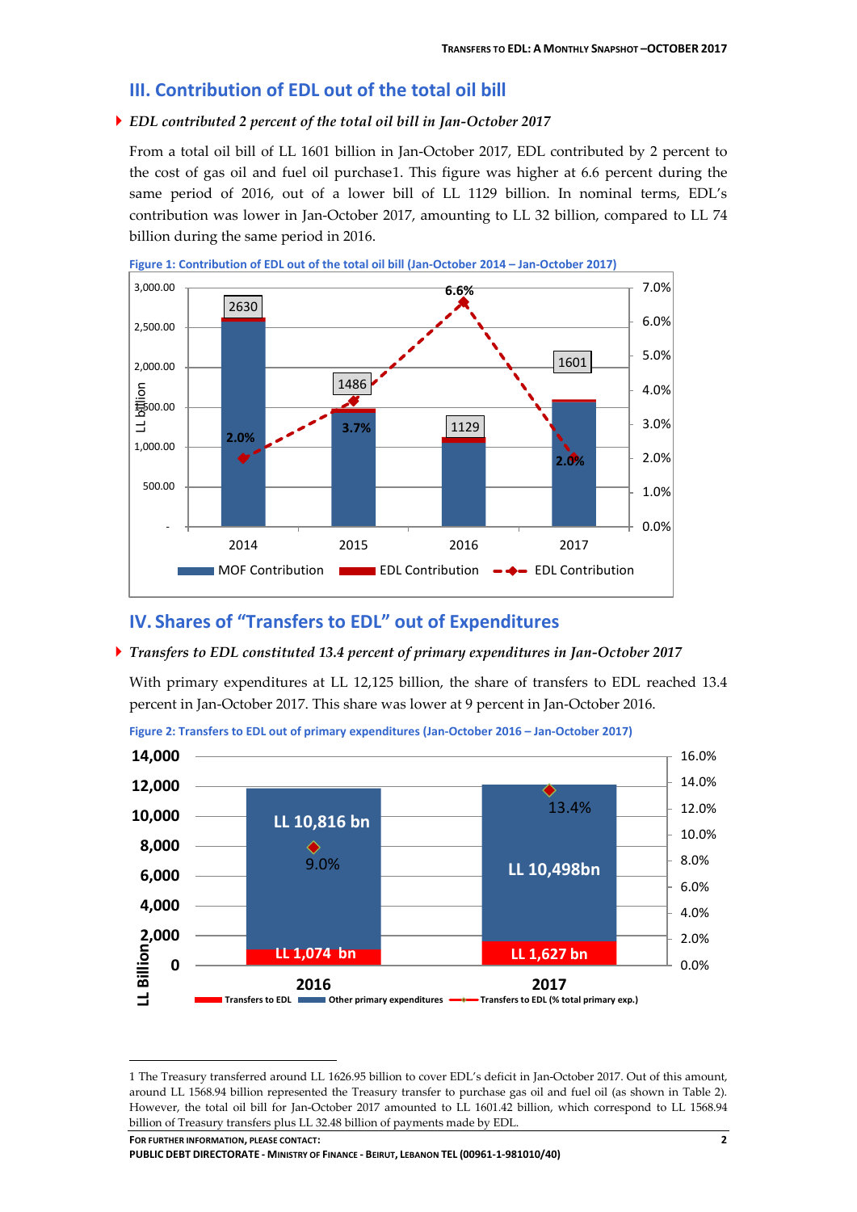## III. Contribution of EDL out of the total oil bill

- *EDL contributed 2 percent of the total oil bill in Jan-October 2017*

From a total oil bill of LL 1601 billion in Jan-October 2017, EDL contributed by 2 percent to the cost of gas oil and fuel oil purchase[1]. This figure was higher at 6.6 percent during the same period of 2016, out of a lower bill of LL 1129 billion. In nominal terms, EDL's contribution was lower in Jan-October 2017, amounting to LL 32 billion, compared to LL 74 billion during the same period in 2016.

**Figure 1: Contribution of EDL out of the total oil bill (Jan-October 2014 – Jan-October 2017)**

LL billion

3,000.00
2,500.00
2,000.00
1,500.00
1,000.00
500.00
-

7.0%
6.0%
5.0%
4.0%
3.0%
2.0%
1.0%
0.0%

2014: 2630, 2.0%
2015: 1486, 3.7%
2016: 1129, 6.6%
2017: 1601, 2.0%

MOF Contribution    EDL Contribution    EDL Contribution

## IV. Shares of "Transfers to EDL" out of Expenditures

- *Transfers to EDL constituted 13.4 percent of primary expenditures in Jan-October 2017*

With primary expenditures at LL 12,125 billion, the share of transfers to EDL reached 13.4 percent in Jan-October 2017. This share was lower at 9 percent in Jan-October 2016.

**Figure 2: Transfers to EDL out of primary expenditures (Jan-October 2016 – Jan-October 2017)**

LL Billion

14,000
12,000
10,000
8,000
6,000
4,000
2,000
0

16.0%
14.0%
12.0%
10.0%
8.0%
6.0%
4.0%
2.0%
0.0%

2016: LL 10,816 bn, 9.0%, LL 1,074 bn
2017: LL 10,498bn, 13.4%, LL 1,627 bn

Transfers to EDL    Other primary expenditures    Transfers to EDL (% total primary exp.)

---

1 The Treasury transferred around LL 1626.95 billion to cover EDL's deficit in Jan-October 2017. Out of this amount, around LL 1568.94 billion represented the Treasury transfer to purchase gas oil and fuel oil (as shown in Table 2). However, the total oil bill for Jan-October 2017 amounted to LL 1601.42 billion, which correspond to LL 1568.94 billion of Treasury transfers plus LL 32.48 billion of payments made by EDL.

**FOR FURTHER INFORMATION, PLEASE CONTACT:**
**PUBLIC DEBT DIRECTORATE - MINISTRY OF FINANCE - BEIRUT, LEBANON TEL (00961-1-981010/40)**